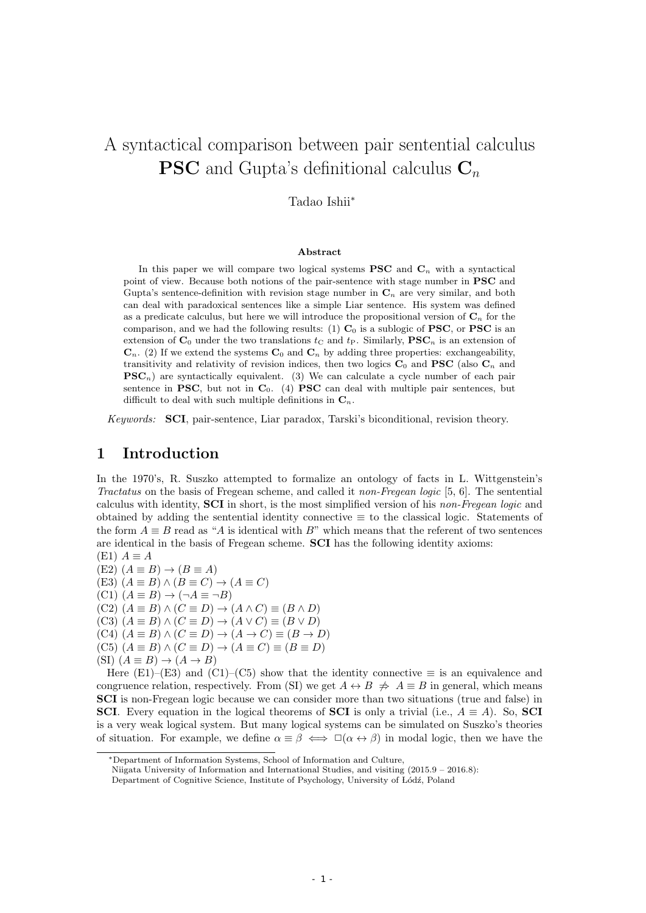# A syntactical comparison between pair sentential calculus **PSC** and Gupta's definitional calculus $\mathbf{C}_n$

Tadao Ishii*

### Abstract

In this paper we will compare two logical systems **PSC** and $\mathbf{C}_n$ with a syntactical point of view. Because both notions of the pair-sentence with stage number in **PSC** and Gupta's sentence-definition with revision stage number in $\mathbf{C}_n$ are very similar, and both can deal with paradoxical sentences like a simple Liar sentence. His system was defined as a predicate calculus, but here we will introduce the propositional version of $\mathbf{C}_n$ for the comparison, and we had the following results: (1) $\mathbf{C}_0$ is a sublogic of **PSC**, or **PSC** is an extension of $\mathbf{C}_0$ under the two translations $t_{\mathrm{C}}$ and $t_{\mathrm{P}}$. Similarly, $\mathbf{PSC}_n$ is an extension of $\mathbf{C}_n$. (2) If we extend the systems $\mathbf{C}_0$ and $\mathbf{C}_n$ by adding three properties: exchangeability, transitivity and relativity of revision indices, then two logics $\mathbf{C}_0$ and **PSC** (also $\mathbf{C}_n$ and $\mathbf{PSC}_n$) are syntactically equivalent. (3) We can calculate a cycle number of each pair sentence in **PSC**, but not in $\mathbf{C}_0$. (4) **PSC** can deal with multiple pair sentences, but difficult to deal with such multiple definitions in $\mathbf{C}_n$.

*Keywords:* **SCI**, pair-sentence, Liar paradox, Tarski's biconditional, revision theory.

## 1 Introduction

In the 1970's, R. Suszko attempted to formalize an ontology of facts in L. Wittgenstein's *Tractatus* on the basis of Fregean scheme, and called it *non-Fregean logic* [5, 6]. The sentential calculus with identity, **SCI** in short, is the most simplified version of his *non-Fregean logic* and obtained by adding the sentential identity connective $\equiv$ to the classical logic. Statements of the form $A \equiv B$ read as "$A$ is identical with $B$" which means that the referent of two sentences are identical in the basis of Fregean scheme. **SCI** has the following identity axioms:

(E1) $A \equiv A$
(E2) $(A \equiv B) \to (B \equiv A)$
(E3) $(A \equiv B) \wedge (B \equiv C) \to (A \equiv C)$
(C1) $(A \equiv B) \to (\neg A \equiv \neg B)$
(C2) $(A \equiv B) \wedge (C \equiv D) \to (A \wedge C) \equiv (B \wedge D)$
(C3) $(A \equiv B) \wedge (C \equiv D) \to (A \vee C) \equiv (B \vee D)$
(C4) $(A \equiv B) \wedge (C \equiv D) \to (A \to C) \equiv (B \to D)$
(C5) $(A \equiv B) \wedge (C \equiv D) \to (A \equiv C) \equiv (B \equiv D)$
(SI) $(A \equiv B) \to (A \to B)$

Here (E1)–(E3) and (C1)–(C5) show that the identity connective $\equiv$ is an equivalence and congruence relation, respectively. From (SI) we get $A \leftrightarrow B \not\Rightarrow A \equiv B$ in general, which means **SCI** is non-Fregean logic because we can consider more than two situations (true and false) in **SCI**. Every equation in the logical theorems of **SCI** is only a trivial (i.e., $A \equiv A$). So, **SCI** is a very weak logical system. But many logical systems can be simulated on Suszko's theories of situation. For example, we define $\alpha \equiv \beta \iff \Box(\alpha \leftrightarrow \beta)$ in modal logic, then we have the

---

*Department of Information Systems, School of Information and Culture, Niigata University of Information and International Studies, and visiting (2015.9 – 2016.8): Department of Cognitive Science, Institute of Psychology, University of Łódź, Poland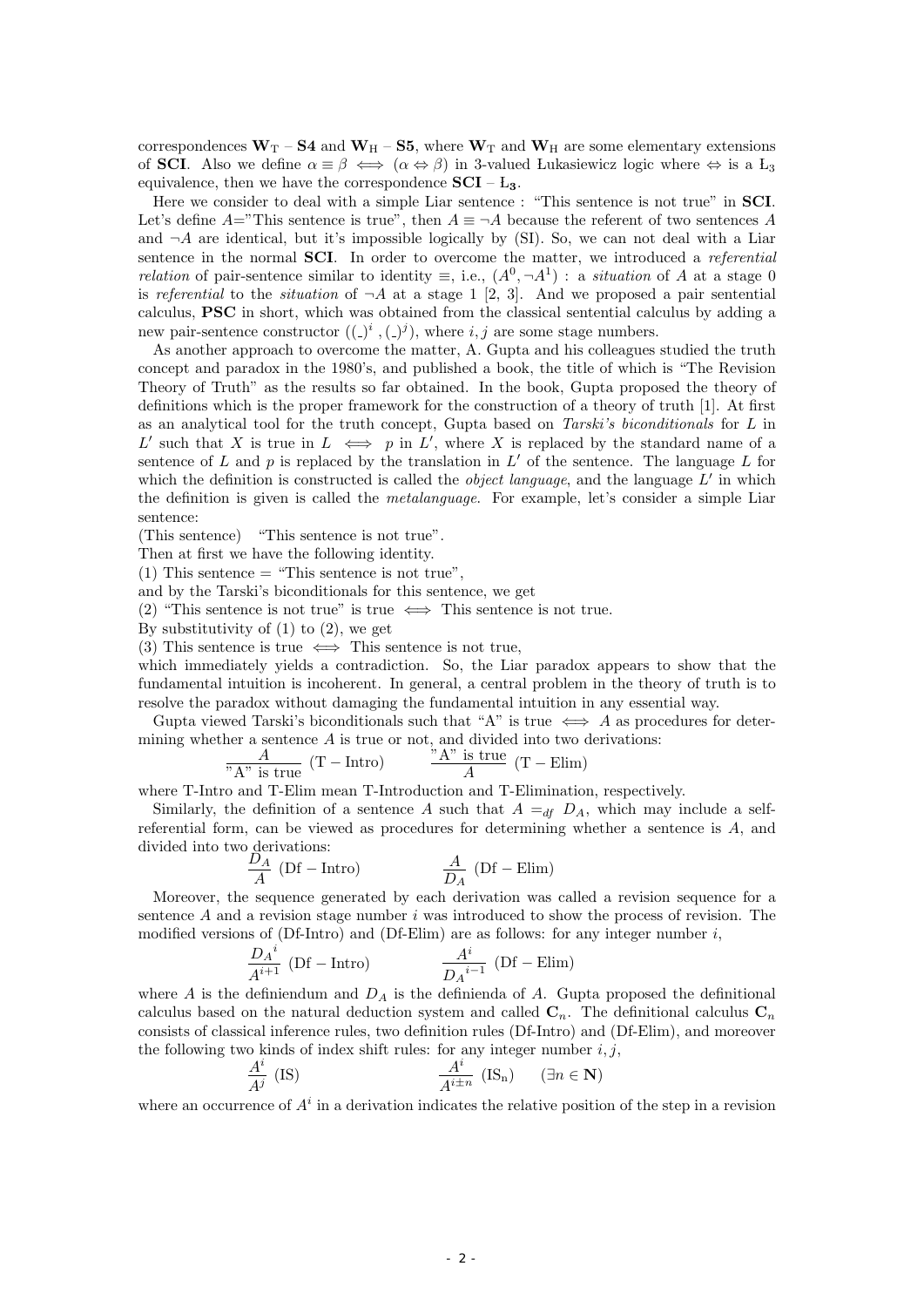correspondences $\mathbf{W}_\mathrm{T}$ – **S4** and $\mathbf{W}_\mathrm{H}$ – **S5**, where $\mathbf{W}_\mathrm{T}$ and $\mathbf{W}_\mathrm{H}$ are some elementary extensions of **SCI**. Also we define $\alpha \equiv \beta \iff (\alpha \Leftrightarrow \beta)$ in 3-valued Łukasiewicz logic where $\Leftrightarrow$ is a $\mathrm{L}_3$ equivalence, then we have the correspondence **SCI** – $\mathbf{L_3}$.

Here we consider to deal with a simple Liar sentence : "This sentence is not true" in **SCI**. Let's define $A$="This sentence is true", then $A \equiv \neg A$ because the referent of two sentences $A$ and $\neg A$ are identical, but it's impossible logically by (SI). So, we can not deal with a Liar sentence in the normal **SCI**. In order to overcome the matter, we introduced a *referential relation* of pair-sentence similar to identity $\equiv$, i.e., $(A^0, \neg A^1)$ : a *situation* of $A$ at a stage 0 is *referential* to the *situation* of $\neg A$ at a stage 1 [2, 3]. And we proposed a pair sentential calculus, **PSC** in short, which was obtained from the classical sentential calculus by adding a new pair-sentence constructor $((\_)^i\,,(\_)^j)$, where $i, j$ are some stage numbers.

As another approach to overcome the matter, A. Gupta and his colleagues studied the truth concept and paradox in the 1980's, and published a book, the title of which is "The Revision Theory of Truth" as the results so far obtained. In the book, Gupta proposed the theory of definitions which is the proper framework for the construction of a theory of truth [1]. At first as an analytical tool for the truth concept, Gupta based on *Tarski's biconditionals* for $L$ in $L'$ such that $X$ is true in $L \iff p$ in $L'$, where $X$ is replaced by the standard name of a sentence of $L$ and $p$ is replaced by the translation in $L'$ of the sentence. The language $L$ for which the definition is constructed is called the *object language*, and the language $L'$ in which the definition is given is called the *metalanguage*. For example, let's consider a simple Liar sentence:

(This sentence) "This sentence is not true".

Then at first we have the following identity.

(1) This sentence = "This sentence is not true",

and by the Tarski's biconditionals for this sentence, we get

(2) "This sentence is not true" is true $\iff$ This sentence is not true.

By substitutivity of (1) to (2), we get

(3) This sentence is true $\iff$ This sentence is not true,

which immediately yields a contradiction. So, the Liar paradox appears to show that the fundamental intuition is incoherent. In general, a central problem in the theory of truth is to resolve the paradox without damaging the fundamental intuition in any essential way.

Gupta viewed Tarski's biconditionals such that "A" is true $\iff A$ as procedures for determining whether a sentence $A$ is true or not, and divided into two derivations:

$$\frac{A}{\text{"A" is true}}\ (\mathrm{T-Intro}) \qquad\qquad \frac{\text{"A" is true}}{A}\ (\mathrm{T-Elim})$$

where T-Intro and T-Elim mean T-Introduction and T-Elimination, respectively.

Similarly, the definition of a sentence $A$ such that $A =_{df} D_A$, which may include a self-referential form, can be viewed as procedures for determining whether a sentence is $A$, and divided into two derivations:

$$\frac{D_A}{A}\ (\mathrm{Df-Intro}) \qquad\qquad \frac{A}{D_A}\ (\mathrm{Df-Elim})$$

Moreover, the sequence generated by each derivation was called a revision sequence for a sentence $A$ and a revision stage number $i$ was introduced to show the process of revision. The modified versions of (Df-Intro) and (Df-Elim) are as follows: for any integer number $i$,

$$\frac{{D_A}^i}{A^{i+1}}\ (\mathrm{Df-Intro}) \qquad\qquad \frac{A^i}{{D_A}^{i-1}}\ (\mathrm{Df-Elim})$$

where $A$ is the definiendum and $D_A$ is the definienda of $A$. Gupta proposed the definitional calculus based on the natural deduction system and called $\mathbf{C}_n$. The definitional calculus $\mathbf{C}_n$ consists of classical inference rules, two definition rules (Df-Intro) and (Df-Elim), and moreover the following two kinds of index shift rules: for any integer number $i, j$,

$$\frac{A^i}{A^j}\ (\mathrm{IS}) \qquad\qquad \frac{A^i}{A^{i\pm n}}\ (\mathrm{IS_n}) \quad (\exists n \in \mathbf{N})$$

where an occurrence of $A^i$ in a derivation indicates the relative position of the step in a revision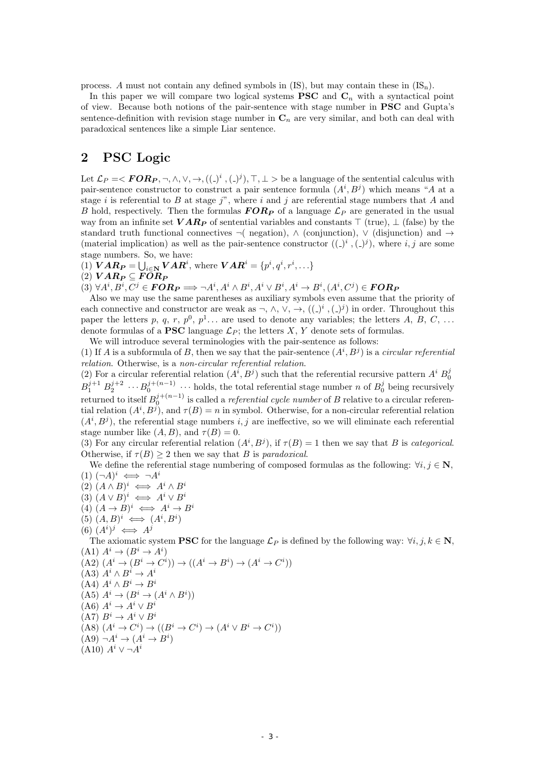process. $A$ must not contain any defined symbols in (IS), but may contain these in ($\text{IS}_\text{n}$).

In this paper we will compare two logical systems **PSC** and $\mathbf{C}_n$ with a syntactical point of view. Because both notions of the pair-sentence with stage number in **PSC** and Gupta's sentence-definition with revision stage number in $\mathbf{C}_n$ are very similar, and both can deal with paradoxical sentences like a simple Liar sentence.

## 2 PSC Logic

Let $\mathcal{L}_P =< \boldsymbol{FOR_P}, \neg, \wedge, \vee, \rightarrow, ((\_)^i, (\_)^j), \top, \bot >$ be a language of the sentential calculus with pair-sentence constructor to construct a pair sentence formula $(A^i, B^j)$ which means "$A$ at a stage $i$ is referential to $B$ at stage $j$", where $i$ and $j$ are referential stage numbers that $A$ and $B$ hold, respectively. Then the formulas $\boldsymbol{FOR_P}$ of a language $\mathcal{L}_P$ are generated in the usual way from an infinite set $\boldsymbol{VAR_P}$ of sentential variables and constants $\top$ (true), $\bot$ (false) by the standard truth functional connectives $\neg$( negation), $\wedge$ (conjunction), $\vee$ (disjunction) and $\rightarrow$ (material implication) as well as the pair-sentence constructor $((\_)^i, (\_)^j)$, where $i, j$ are some stage numbers. So, we have:

(1) $\boldsymbol{VAR_P} = \bigcup_{i \in \mathbf{N}} \boldsymbol{VAR}^i$, where $\boldsymbol{VAR}^i = \{p^i, q^i, r^i, \ldots\}$

(2) $\boldsymbol{VAR_P} \subseteq \boldsymbol{FOR_P}$

(3) $\forall A^i, B^i, C^j \in \boldsymbol{FOR_P} \Longrightarrow \neg A^i, A^i \wedge B^i, A^i \vee B^i, A^i \rightarrow B^i, (A^i, C^j) \in \boldsymbol{FOR_P}$

Also we may use the same parentheses as auxiliary symbols even assume that the priority of each connective and constructor are weak as $\neg$, $\wedge$, $\vee$, $\rightarrow$, $((\_)^i, (\_)^j)$ in order. Throughout this paper the letters $p$, $q$, $r$, $p^0$, $p^1 \ldots$ are used to denote any variables; the letters $A$, $B$, $C$, $\ldots$ denote formulas of a **PSC** language $\mathcal{L}_P$; the letters $X$, $Y$ denote sets of formulas.

We will introduce several terminologies with the pair-sentence as follows:

(1) If $A$ is a subformula of $B$, then we say that the pair-sentence $(A^i, B^j)$ is a *circular referential relation*. Otherwise, is a *non-circular referential relation*.

(2) For a circular referential relation $(A^i, B^j)$ such that the referential recursive pattern $A^i\ B_0^j\ B_1^{j+1}\ B_2^{j+2} \cdots B_0^{j+(n-1)} \cdots$ holds, the total referential stage number $n$ of $B_0^j$ being recursively returned to itself $B_0^{j+(n-1)}$ is called a *referential cycle number* of $B$ relative to a circular referential relation $(A^i, B^j)$, and $\tau(B) = n$ in symbol. Otherwise, for a non-circular referential relation $(A^i, B^j)$, the referential stage numbers $i, j$ are ineffective, so we will eliminate each referential stage number like $(A, B)$, and $\tau(B) = 0$.

(3) For any circular referential relation $(A^i, B^j)$, if $\tau(B) = 1$ then we say that $B$ is *categorical*. Otherwise, if $\tau(B) \geq 2$ then we say that $B$ is *paradoxical*.

We define the referential stage numbering of composed formulas as the following: $\forall i, j \in \mathbf{N}$,

(1) $(\neg A)^i \iff \neg A^i$

(2) $(A \wedge B)^i \iff A^i \wedge B^i$

(3) $(A \vee B)^i \iff A^i \vee B^i$

(4) $(A \rightarrow B)^i \iff A^i \rightarrow B^i$

(5) $(A, B)^i \iff (A^i, B^i)$

(6) $(A^i)^j \iff A^j$

The axiomatic system **PSC** for the language $\mathcal{L}_P$ is defined by the following way: $\forall i, j, k \in \mathbf{N}$,

(A1) $A^i \rightarrow (B^i \rightarrow A^i)$

(A2) $(A^i \rightarrow (B^i \rightarrow C^i)) \rightarrow ((A^i \rightarrow B^i) \rightarrow (A^i \rightarrow C^i))$

(A3) $A^i \wedge B^i \rightarrow A^i$

(A4) $A^i \wedge B^i \rightarrow B^i$

(A5) $A^i \rightarrow (B^i \rightarrow (A^i \wedge B^i))$

(A6) $A^i \rightarrow A^i \vee B^i$

(A7) $B^i \rightarrow A^i \vee B^i$

(A8) $(A^i \rightarrow C^i) \rightarrow ((B^i \rightarrow C^i) \rightarrow (A^i \vee B^i \rightarrow C^i))$

(A9) $\neg A^i \rightarrow (A^i \rightarrow B^i)$

(A10) $A^i \vee \neg A^i$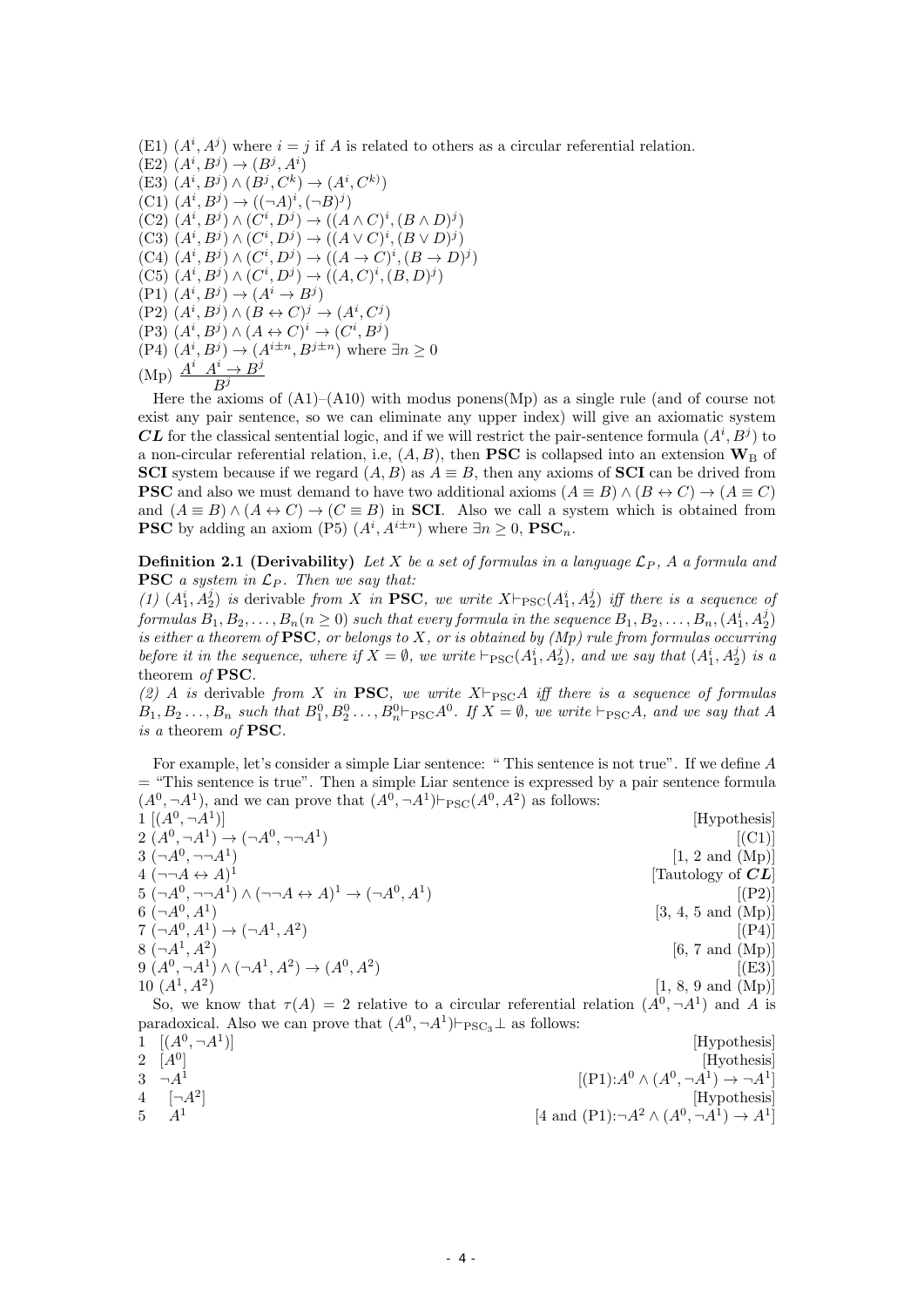(E1) $(A^i, A^j)$ where $i = j$ if $A$ is related to others as a circular referential relation.
(E2) $(A^i, B^j) \to (B^j, A^i)$
(E3) $(A^i, B^j) \wedge (B^j, C^k) \to (A^i, C^k)$
(C1) $(A^i, B^j) \to ((\neg A)^i, (\neg B)^j)$
(C2) $(A^i, B^j) \wedge (C^i, D^j) \to ((A \wedge C)^i, (B \wedge D)^j)$
(C3) $(A^i, B^j) \wedge (C^i, D^j) \to ((A \vee C)^i, (B \vee D)^j)$
(C4) $(A^i, B^j) \wedge (C^i, D^j) \to ((A \to C)^i, (B \to D)^j)$
(C5) $(A^i, B^j) \wedge (C^i, D^j) \to ((A, C)^i, (B, D)^j)$
(P1) $(A^i, B^j) \to (A^i \to B^j)$
(P2) $(A^i, B^j) \wedge (B \leftrightarrow C)^j \to (A^i, C^j)$
(P3) $(A^i, B^j) \wedge (A \leftrightarrow C)^i \to (C^i, B^j)$
(P4) $(A^i, B^j) \to (A^{i\pm n}, B^{j\pm n})$ where $\exists n \geq 0$
(Mp) $\dfrac{A^i \quad A^i \to B^j}{B^j}$

Here the axioms of (A1)–(A10) with modus ponens(Mp) as a single rule (and of course not exist any pair sentence, so we can eliminate any upper index) will give an axiomatic system ***CL*** for the classical sentential logic, and if we will restrict the pair-sentence formula $(A^i, B^j)$ to a non-circular referential relation, i.e, $(A, B)$, then **PSC** is collapsed into an extension $\mathbf{W}_\mathrm{B}$ of **SCI** system because if we regard $(A, B)$ as $A \equiv B$, then any axioms of **SCI** can be drived from **PSC** and also we must demand to have two additional axioms $(A \equiv B) \wedge (B \leftrightarrow C) \to (A \equiv C)$ and $(A \equiv B) \wedge (A \leftrightarrow C) \to (C \equiv B)$ in **SCI**. Also we call a system which is obtained from **PSC** by adding an axiom (P5) $(A^i, A^{i\pm n})$ where $\exists n \geq 0$, $\mathbf{PSC}_n$.

**Definition 2.1 (Derivability)** *Let $X$ be a set of formulas in a language $\mathcal{L}_P$, $A$ a formula and* **PSC** *a system in $\mathcal{L}_P$. Then we say that:*
*(1) $(A_1^i, A_2^j)$ is* derivable *from $X$ in* **PSC**, *we write $X \vdash_{\mathrm{PSC}} (A_1^i, A_2^j)$ iff there is a sequence of formulas $B_1, B_2, \ldots, B_n (n \geq 0)$ such that every formula in the sequence $B_1, B_2, \ldots, B_n, (A_1^i, A_2^j)$ is either a theorem of* **PSC**, *or belongs to $X$, or is obtained by (Mp) rule from formulas occurring before it in the sequence, where if $X = \emptyset$, we write $\vdash_{\mathrm{PSC}} (A_1^i, A_2^j)$, and we say that $(A_1^i, A_2^j)$ is a* theorem *of* **PSC**.
*(2) $A$ is* derivable *from $X$ in* **PSC**, *we write $X \vdash_{\mathrm{PSC}} A$ iff there is a sequence of formulas $B_1, B_2 \ldots, B_n$ such that $B_1^0, B_2^0 \ldots, B_n^0 \vdash_{\mathrm{PSC}} A^0$. If $X = \emptyset$, we write $\vdash_{\mathrm{PSC}} A$, and we say that $A$ is a* theorem *of* **PSC**.

For example, let's consider a simple Liar sentence: " This sentence is not true". If we define $A$ = "This sentence is true". Then a simple Liar sentence is expressed by a pair sentence formula $(A^0, \neg A^1)$, and we can prove that $(A^0, \neg A^1) \vdash_{\mathrm{PSC}} (A^0, A^2)$ as follows:

| | | |
|---|---|---|
| 1 | $[(A^0, \neg A^1)]$ | [Hypothesis] |
| 2 | $(A^0, \neg A^1) \to (\neg A^0, \neg\neg A^1)$ | [(C1)] |
| 3 | $(\neg A^0, \neg\neg A^1)$ | [1, 2 and (Mp)] |
| 4 | $(\neg\neg A \leftrightarrow A)^1$ | [Tautology of ***CL***] |
| 5 | $(\neg A^0, \neg\neg A^1) \wedge (\neg\neg A \leftrightarrow A)^1 \to (\neg A^0, A^1)$ | [(P2)] |
| 6 | $(\neg A^0, A^1)$ | [3, 4, 5 and (Mp)] |
| 7 | $(\neg A^0, A^1) \to (\neg A^1, A^2)$ | [(P4)] |
| 8 | $(\neg A^1, A^2)$ | [6, 7 and (Mp)] |
| 9 | $(A^0, \neg A^1) \wedge (\neg A^1, A^2) \to (A^0, A^2)$ | [(E3)] |
| 10 | $(A^1, A^2)$ | [1, 8, 9 and (Mp)] |

So, we know that $\tau(A) = 2$ relative to a circular referential relation $(A^0, \neg A^1)$ and $A$ is paradoxical. Also we can prove that $(A^0, \neg A^1) \vdash_{\mathrm{PSC}_3} \bot$ as follows:

| | | |
|---|---|---|
| 1 | $[(A^0, \neg A^1)]$ | [Hypothesis] |
| 2 | $[A^0]$ | [Hyothesis] |
| 3 | $\neg A^1$ | [(P1): $A^0 \wedge (A^0, \neg A^1) \to \neg A^1$] |
| 4 | $[\neg A^2]$ | [Hypothesis] |
| 5 | $A^1$ | [4 and (P1): $\neg A^2 \wedge (A^0, \neg A^1) \to A^1$] |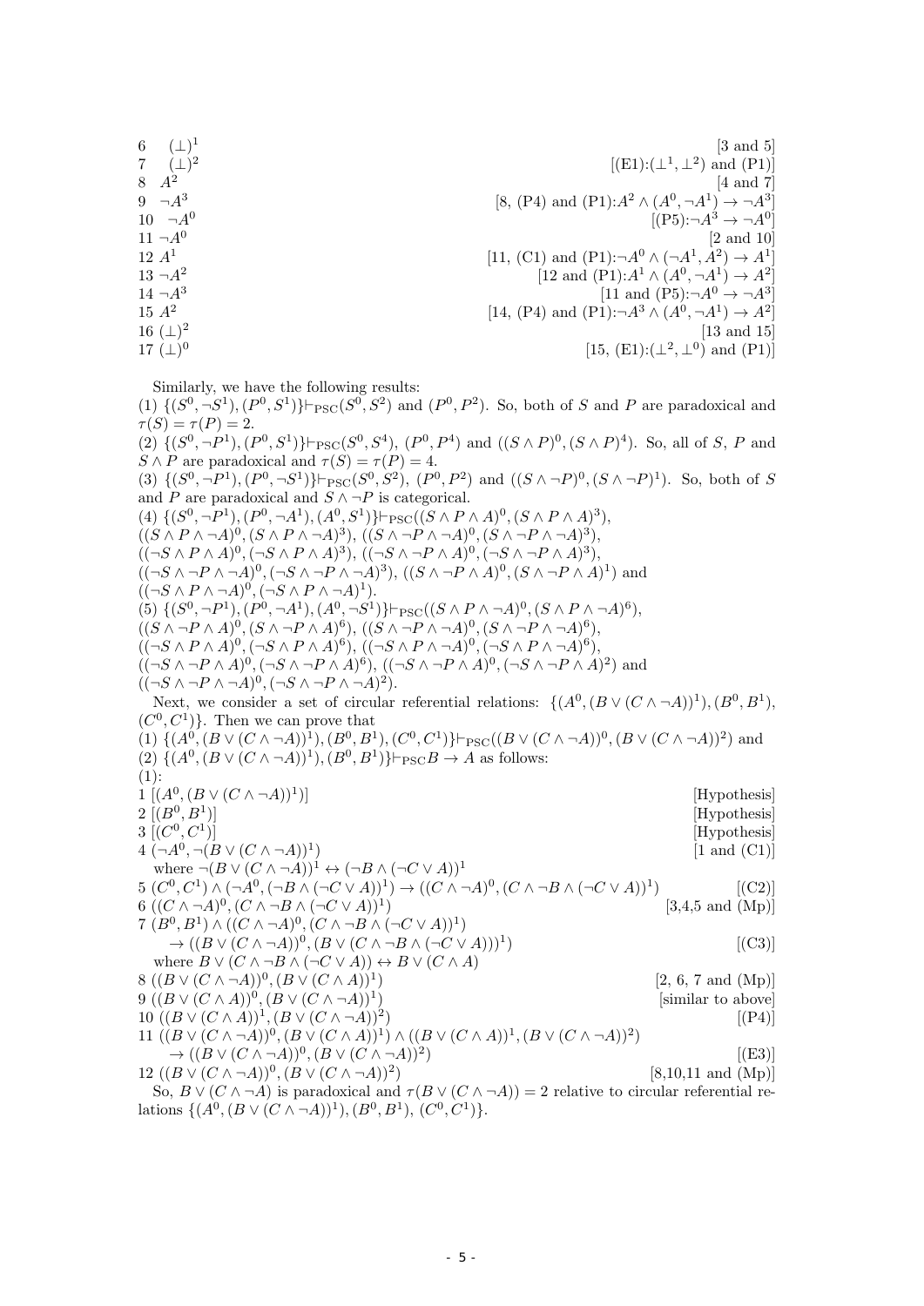6 $(\bot)^1$ [3 and 5]

7 $(\bot)^2$ [(E1):$(\bot^1, \bot^2)$ and (P1)]

8 $A^2$ [4 and 7]

9 $\neg A^3$ [8, (P4) and (P1):$A^2 \wedge (A^0, \neg A^1) \rightarrow \neg A^3$]

10 $\neg A^0$ [(P5):$\neg A^3 \rightarrow \neg A^0$]

11 $\neg A^0$ [2 and 10]

12 $A^1$ [11, (C1) and (P1):$\neg A^0 \wedge (\neg A^1, A^2) \rightarrow A^1$]

13 $\neg A^2$ [12 and (P1):$A^1 \wedge (A^0, \neg A^1) \rightarrow A^2$]

14 $\neg A^3$ [11 and (P5):$\neg A^0 \rightarrow \neg A^3$]

15 $A^2$ [14, (P4) and (P1):$\neg A^3 \wedge (A^0, \neg A^1) \rightarrow A^2$]

16 $(\bot)^2$ [13 and 15]

17 $(\bot)^0$ [15, (E1):$(\bot^2, \bot^0)$ and (P1)]

Similarly, we have the following results:

(1) $\{(S^0, \neg S^1), (P^0, S^1)\} \vdash_{\mathrm{PSC}} (S^0, S^2)$ and $(P^0, P^2)$. So, both of $S$ and $P$ are paradoxical and $\tau(S) = \tau(P) = 2$.

(2) $\{(S^0, \neg P^1), (P^0, S^1)\} \vdash_{\mathrm{PSC}} (S^0, S^4)$, $(P^0, P^4)$ and $((S \wedge P)^0, (S \wedge P)^4)$. So, all of $S$, $P$ and $S \wedge P$ are paradoxical and $\tau(S) = \tau(P) = 4$.

(3) $\{(S^0, \neg P^1), (P^0, \neg S^1)\} \vdash_{\mathrm{PSC}} (S^0, S^2)$, $(P^0, P^2)$ and $((S \wedge \neg P)^0, (S \wedge \neg P)^1)$. So, both of $S$ and $P$ are paradoxical and $S \wedge \neg P$ is categorical.

(4) $\{(S^0, \neg P^1), (P^0, \neg A^1), (A^0, S^1)\} \vdash_{\mathrm{PSC}} ((S \wedge P \wedge A)^0, (S \wedge P \wedge A)^3)$, $((S \wedge P \wedge \neg A)^0, (S \wedge P \wedge \neg A)^3)$, $((S \wedge \neg P \wedge \neg A)^0, (S \wedge \neg P \wedge \neg A)^3)$, $((\neg S \wedge P \wedge A)^0, (\neg S \wedge P \wedge A)^3)$, $((\neg S \wedge \neg P \wedge A)^0, (\neg S \wedge \neg P \wedge A)^3)$, $((\neg S \wedge \neg P \wedge \neg A)^0, (\neg S \wedge \neg P \wedge \neg A)^3)$, $((S \wedge \neg P \wedge A)^0, (S \wedge \neg P \wedge A)^1)$ and $((\neg S \wedge P \wedge \neg A)^0, (\neg S \wedge P \wedge \neg A)^1)$.

(5) $\{(S^0, \neg P^1), (P^0, \neg A^1), (A^0, \neg S^1)\} \vdash_{\mathrm{PSC}} ((S \wedge P \wedge \neg A)^0, (S \wedge P \wedge \neg A)^6)$, $((S \wedge \neg P \wedge A)^0, (S \wedge \neg P \wedge A)^6)$, $((S \wedge \neg P \wedge \neg A)^0, (S \wedge \neg P \wedge \neg A)^6)$, $((\neg S \wedge P \wedge A)^0, (\neg S \wedge P \wedge A)^6)$, $((\neg S \wedge P \wedge \neg A)^0, (\neg S \wedge P \wedge \neg A)^6)$, $((\neg S \wedge \neg P \wedge A)^0, (\neg S \wedge \neg P \wedge A)^6)$, $((\neg S \wedge \neg P \wedge A)^0, (\neg S \wedge \neg P \wedge A)^2)$ and $((\neg S \wedge \neg P \wedge \neg A)^0, (\neg S \wedge \neg P \wedge \neg A)^2)$.

Next, we consider a set of circular referential relations: $\{(A^0, (B \vee (C \wedge \neg A))^1), (B^0, B^1), (C^0, C^1)\}$. Then we can prove that

(1) $\{(A^0, (B \vee (C \wedge \neg A))^1), (B^0, B^1), (C^0, C^1)\} \vdash_{\mathrm{PSC}} ((B \vee (C \wedge \neg A))^0, (B \vee (C \wedge \neg A))^2)$ and

(2) $\{(A^0, (B \vee (C \wedge \neg A))^1), (B^0, B^1)\} \vdash_{\mathrm{PSC}} B \rightarrow A$ as follows:

(1):

1 $[(A^0, (B \vee (C \wedge \neg A))^1)]$ [Hypothesis]

2 $[(B^0, B^1)]$ [Hypothesis]

3 $[(C^0, C^1)]$ [Hypothesis]

4 $(\neg A^0, \neg(B \vee (C \wedge \neg A))^1)$ [1 and (C1)]

where $\neg(B \vee (C \wedge \neg A))^1 \leftrightarrow (\neg B \wedge (\neg C \vee A))^1$

5 $(C^0, C^1) \wedge (\neg A^0, (\neg B \wedge (\neg C \vee A))^1) \rightarrow ((C \wedge \neg A)^0, (C \wedge \neg B \wedge (\neg C \vee A))^1)$ [(C2)]

6 $((C \wedge \neg A)^0, (C \wedge \neg B \wedge (\neg C \vee A))^1)$ [3,4,5 and (Mp)]

7 $(B^0, B^1) \wedge ((C \wedge \neg A)^0, (C \wedge \neg B \wedge (\neg C \vee A))^1)$
$\rightarrow ((B \vee (C \wedge \neg A))^0, (B \vee (C \wedge \neg B \wedge (\neg C \vee A)))^1)$ [(C3)]

where $B \vee (C \wedge \neg B \wedge (\neg C \vee A)) \leftrightarrow B \vee (C \wedge A)$

8 $((B \vee (C \wedge \neg A))^0, (B \vee (C \wedge A))^1)$ [2, 6, 7 and (Mp)]

9 $((B \vee (C \wedge A))^0, (B \vee (C \wedge \neg A))^1)$ [similar to above]

10 $((B \vee (C \wedge A))^1, (B \vee (C \wedge \neg A))^2)$ [(P4)]

11 $((B \vee (C \wedge \neg A))^0, (B \vee (C \wedge A))^1) \wedge ((B \vee (C \wedge A))^1, (B \vee (C \wedge \neg A))^2)$
$\rightarrow ((B \vee (C \wedge \neg A))^0, (B \vee (C \wedge \neg A))^2)$ [(E3)]

12 $((B \vee (C \wedge \neg A))^0, (B \vee (C \wedge \neg A))^2)$ [8,10,11 and (Mp)]

So, $B \vee (C \wedge \neg A)$ is paradoxical and $\tau(B \vee (C \wedge \neg A)) = 2$ relative to circular referential relations $\{(A^0, (B \vee (C \wedge \neg A))^1), (B^0, B^1), (C^0, C^1)\}$.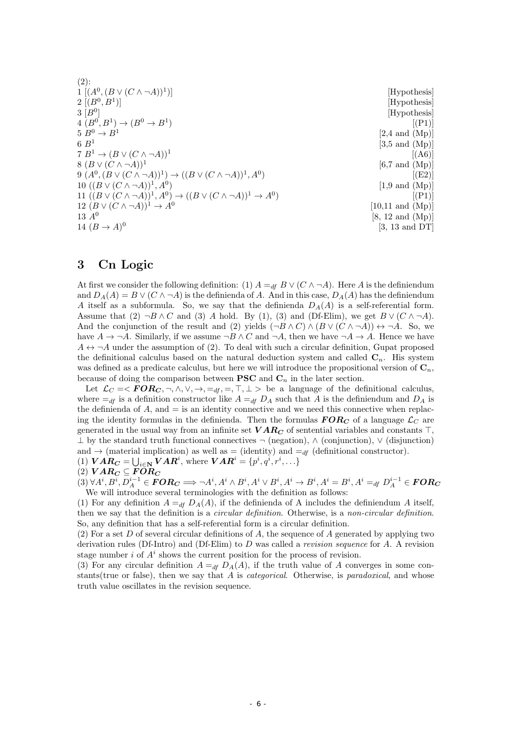(2):

| | | |
|---|---|---|
| 1 | $[(A^0, (B \vee (C \wedge \neg A))^1)]$ | [Hypothesis] |
| 2 | $[(B^0, B^1)]$ | [Hypothesis] |
| 3 | $[B^0]$ | [Hypothesis] |
| 4 | $(B^0, B^1) \to (B^0 \to B^1)$ | [(P1)] |
| 5 | $B^0 \to B^1$ | [2,4 and (Mp)] |
| 6 | $B^1$ | [3,5 and (Mp)] |
| 7 | $B^1 \to (B \vee (C \wedge \neg A))^1$ | [(A6)] |
| 8 | $(B \vee (C \wedge \neg A))^1$ | [6,7 and (Mp)] |
| 9 | $(A^0, (B \vee (C \wedge \neg A))^1) \to ((B \vee (C \wedge \neg A))^1, A^0)$ | [(E2)] |
| 10 | $((B \vee (C \wedge \neg A))^1, A^0)$ | [1,9 and (Mp)] |
| 11 | $((B \vee (C \wedge \neg A))^1, A^0) \to ((B \vee (C \wedge \neg A))^1 \to A^0)$ | [(P1)] |
| 12 | $(B \vee (C \wedge \neg A))^1 \to A^0$ | [10,11 and (Mp)] |
| 13 | $A^0$ | [8, 12 and (Mp)] |
| 14 | $(B \to A)^0$ | [3, 13 and DT] |

## 3 Cn Logic

At first we consider the following definition: (1) $A =_{df} B \vee (C \wedge \neg A)$. Here $A$ is the definiendum and $D_A(A) = B \vee (C \wedge \neg A)$ is the definienda of $A$. And in this case, $D_A(A)$ has the definiendum $A$ itself as a subformula. So, we say that the definienda $D_A(A)$ is a self-referential form. Assume that (2) $\neg B \wedge C$ and (3) $A$ hold. By (1), (3) and (Df-Elim), we get $B \vee (C \wedge \neg A)$. And the conjunction of the result and (2) yields $(\neg B \wedge C) \wedge (B \vee (C \wedge \neg A)) \leftrightarrow \neg A$. So, we have $A \to \neg A$. Similarly, if we assume $\neg B \wedge C$ and $\neg A$, then we have $\neg A \to A$. Hence we have $A \leftrightarrow \neg A$ under the assumption of (2). To deal with such a circular definition, Gupat proposed the definitional calculus based on the natural deduction system and called $\mathbf{C}_n$. His system was defined as a predicate calculus, but here we will introduce the propositional version of $\mathbf{C}_n$, because of doing the comparison between **PSC** and $\mathbf{C}_n$ in the later section.

Let $\mathcal{L}_C = < \boldsymbol{FOR_C}, \neg, \wedge, \vee, \to, =_{df}, =, \top, \bot >$ be a language of the definitional calculus, where $=_{df}$ is a definition constructor like $A =_{df} D_A$ such that $A$ is the definiendum and $D_A$ is the definienda of $A$, and $=$ is an identity connective and we need this connective when replacing the identity formulas in the definienda. Then the formulas $\boldsymbol{FOR_C}$ of a language $\mathcal{L}_C$ are generated in the usual way from an infinite set $\boldsymbol{VAR_C}$ of sentential variables and constants $\top$, $\bot$ by the standard truth functional connectives $\neg$ (negation), $\wedge$ (conjunction), $\vee$ (disjunction) and $\to$ (material implication) as well as $=$ (identity) and $=_{df}$ (definitional constructor).

(1) $\boldsymbol{VAR_C} = \bigcup_{i \in \mathbf{N}} \boldsymbol{VAR}^i$, where $\boldsymbol{VAR}^i = \{p^i, q^i, r^i, \ldots\}$

(2) $\boldsymbol{VAR_C} \subseteq \boldsymbol{FOR_C}$

(3) $\forall A^i, B^i, D_A^{i-1} \in \boldsymbol{FOR_C} \Longrightarrow \neg A^i, A^i \wedge B^i, A^i \vee B^i, A^i \to B^i, A^i = B^i, A^i =_{df} D_A^{i-1} \in \boldsymbol{FOR_C}$

We will introduce several terminologies with the definition as follows:

(1) For any definition $A =_{df} D_A(A)$, if the definienda of A includes the definiendum $A$ itself, then we say that the definition is a *circular definition*. Otherwise, is a *non-circular definition*. So, any definition that has a self-referential form is a circular definition.

(2) For a set $D$ of several circular definitions of $A$, the sequence of $A$ generated by applying two derivation rules (Df-Intro) and (Df-Elim) to $D$ was called a *revision sequence* for $A$. A revision stage number $i$ of $A^i$ shows the current position for the process of revision.

(3) For any circular definition $A =_{df} D_A(A)$, if the truth value of $A$ converges in some constants(true or false), then we say that $A$ is *categorical*. Otherwise, is *paradoxical*, and whose truth value oscillates in the revision sequence.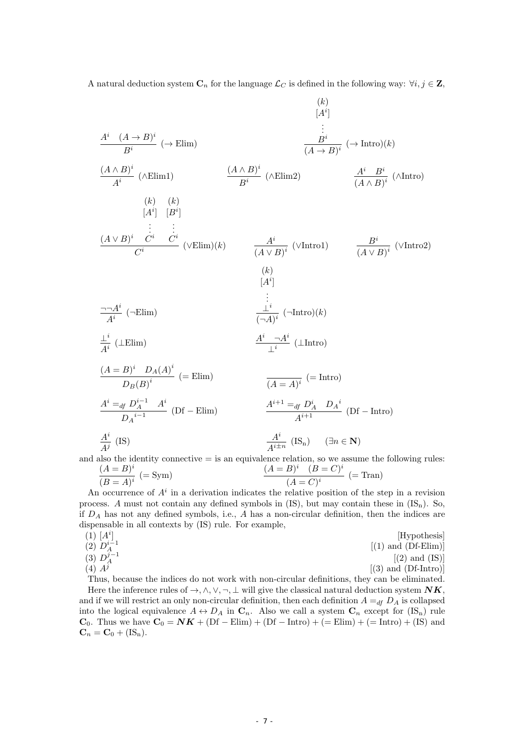A natural deduction system $\mathbf{C}_n$ for the language $\mathcal{L}_C$ is defined in the following way: $\forall i, j \in \mathbf{Z}$,

$$\frac{A^i \quad (A \to B)^i}{B^i}\ (\to \text{Elim}) \qquad\qquad \frac{\begin{array}{c}(k)\\ [A^i]\\ \vdots\\ B^i\end{array}}{(A \to B)^i}\ (\to \text{Intro})(k)$$

$$\frac{(A \wedge B)^i}{A^i}\ (\wedge\text{Elim1}) \qquad \frac{(A \wedge B)^i}{B^i}\ (\wedge\text{Elim2}) \qquad \frac{A^i \quad B^i}{(A \wedge B)^i}\ (\wedge\text{Intro})$$

$$\frac{(A \vee B)^i \quad \begin{array}{c}(k)\\ [A^i]\\ \vdots\\ C^i\end{array} \quad \begin{array}{c}(k)\\ [B^i]\\ \vdots\\ C^i\end{array}}{C^i}\ (\vee\text{Elim})(k) \qquad \frac{A^i}{(A \vee B)^i}\ (\vee\text{Intro1}) \qquad \frac{B^i}{(A \vee B)^i}\ (\vee\text{Intro2})$$

$$\frac{\neg\neg A^i}{A^i}\ (\neg\text{Elim}) \qquad\qquad \frac{\begin{array}{c}(k)\\ [A^i]\\ \vdots\\ \bot^i\end{array}}{(\neg A)^i}\ (\neg\text{Intro})(k)$$

$$\frac{\bot^i}{A^i}\ (\bot\text{Elim}) \qquad\qquad \frac{A^i \quad \neg A^i}{\bot^i}\ (\bot\text{Intro})$$

$$\frac{(A = B)^i \quad D_A(A)^i}{D_B(B)^i}\ (=\text{Elim}) \qquad\qquad \frac{}{(A = A)^i}\ (=\text{Intro})$$

$$\frac{A^i =_{df} D_A^{i-1} \quad A^i}{{D_A}^{i-1}}\ (\text{Df}-\text{Elim}) \qquad\qquad \frac{A^{i+1} =_{df} D_A^i \quad {D_A}^i}{A^{i+1}}\ (\text{Df}-\text{Intro})$$

$$\frac{A^i}{A^j}\ (\text{IS}) \qquad\qquad \frac{A^i}{A^{i\pm n}}\ (\text{IS}_\text{n}) \quad (\exists n \in \mathbf{N})$$

and also the identity connective $=$ is an equivalence relation, so we assume the following rules:

$$\frac{(A = B)^i}{(B = A)^i}\ (=\text{Sym}) \qquad\qquad \frac{(A = B)^i \quad (B = C)^i}{(A = C)^i}\ (=\text{Tran})$$

An occurrence of $A^i$ in a derivation indicates the relative position of the step in a revision process. $A$ must not contain any defined symbols in (IS), but may contain these in ($\text{IS}_\text{n}$). So, if $D_A$ has not any defined symbols, i.e., $A$ has a non-circular definition, then the indices are dispensable in all contexts by (IS) rule. For example,

(1) $[A^i]$ [Hypothesis]
(2) $D_A^{i-1}$ [(1) and (Df-Elim)]
(3) $D_A^{j-1}$ [(2) and (IS)]
(4) $A^j$ [(3) and (Df-Intro)]

Thus, because the indices do not work with non-circular definitions, they can be eliminated.

Here the inference rules of $\to, \wedge, \vee, \neg, \bot$ will give the classical natural deduction system $\boldsymbol{NK}$, and if we will restrict an only non-circular definition, then each definition $A =_{df} D_A$ is collapsed into the logical equivalence $A \leftrightarrow D_A$ in $\mathbf{C}_n$. Also we call a system $\mathbf{C}_n$ except for ($\text{IS}_\text{n}$) rule $\mathbf{C}_0$. Thus we have $\mathbf{C}_0 = \boldsymbol{NK} + (\text{Df}-\text{Elim}) + (\text{Df}-\text{Intro}) + (=\text{Elim}) + (=\text{Intro}) + (\text{IS})$ and $\mathbf{C}_n = \mathbf{C}_0 + (\text{IS}_\text{n})$.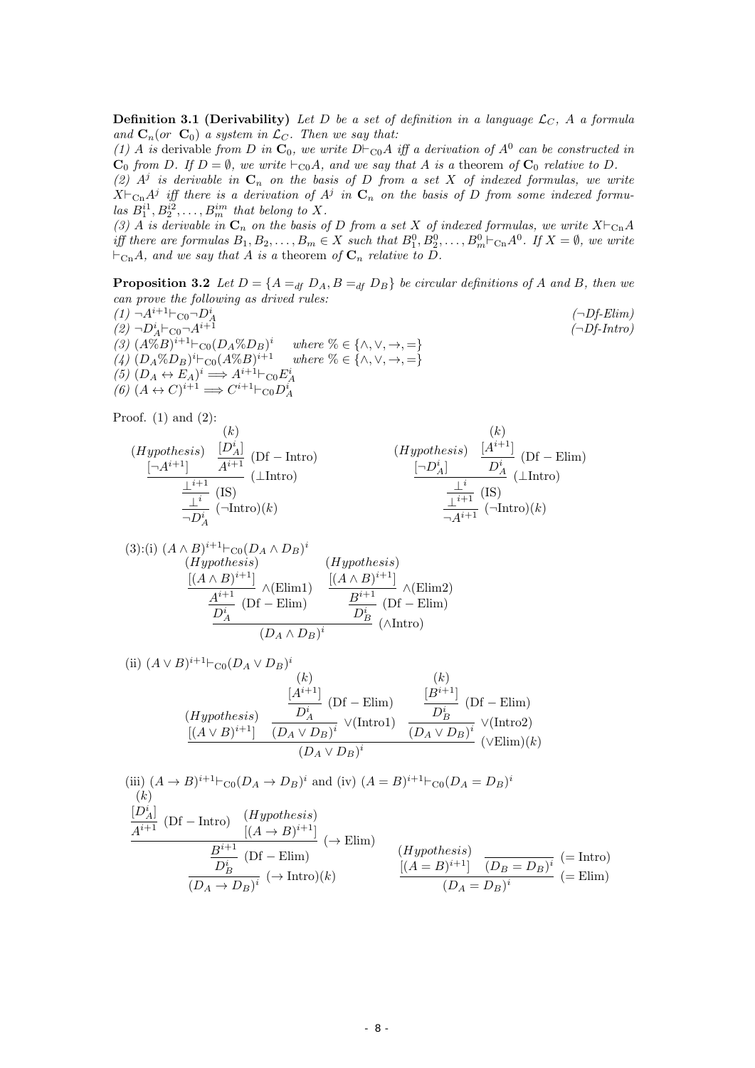**Definition 3.1 (Derivability)** *Let $D$ be a set of definition in a language $\mathcal{L}_C$, $A$ a formula and $\mathbf{C}_n$(or $\mathbf{C}_0$) a system in $\mathcal{L}_C$. Then we say that:*

*(1) $A$ is* derivable *from $D$ in $\mathbf{C}_0$, we write $D\vdash_{C0}A$ iff a derivation of $A^0$ can be constructed in $\mathbf{C}_0$ from $D$. If $D = \emptyset$, we write $\vdash_{C0}A$, and we say that $A$ is a* theorem *of $\mathbf{C}_0$ relative to $D$.*

*(2) $A^j$ is derivable in $\mathbf{C}_n$ on the basis of $D$ from a set $X$ of indexed formulas, we write $X\vdash_{Cn}A^j$ iff there is a derivation of $A^j$ in $\mathbf{C}_n$ on the basis of $D$ from some indexed formulas $B_1^{i1}, B_2^{i2}, \ldots, B_m^{im}$ that belong to $X$.*

*(3) $A$ is derivable in $\mathbf{C}_n$ on the basis of $D$ from a set $X$ of indexed formulas, we write $X\vdash_{Cn}A$ iff there are formulas $B_1, B_2, \ldots, B_m \in X$ such that $B_1^0, B_2^0, \ldots, B_m^0\vdash_{Cn}A^0$. If $X = \emptyset$, we write $\vdash_{Cn}A$, and we say that $A$ is a* theorem *of $\mathbf{C}_n$ relative to $D$.*

**Proposition 3.2** *Let $D = \{A =_{df} D_A, B =_{df} D_B\}$ be circular definitions of $A$ and $B$, then we can prove the following as drived rules:*

*(1) $\neg A^{i+1}\vdash_{C0}\neg D_A^i$ (¬Df-Elim)*

*(2) $\neg D_A^i\vdash_{C0}\neg A^{i+1}$ (¬Df-Intro)*

*(3) $(A\%B)^{i+1}\vdash_{C0}(D_A\%D_B)^i$ where $\% \in \{\wedge, \vee, \rightarrow, =\}$*

*(4) $(D_A\%D_B)^i\vdash_{C0}(A\%B)^{i+1}$ where $\% \in \{\wedge, \vee, \rightarrow, =\}$*

*(5) $(D_A \leftrightarrow E_A)^i \Longrightarrow A^{i+1}\vdash_{C0}E_A^i$*

*(6) $(A \leftrightarrow C)^{i+1} \Longrightarrow C^{i+1}\vdash_{C0}D_A^i$*

Proof. (1) and (2):

$$\dfrac{\dfrac{\dfrac{\underset{(Hypothesis)}{[\neg A^{i+1}]} \quad \dfrac{\overset{(k)}{[D_A^i]}}{A^{i+1}}\,(\mathrm{Df-Intro})}{\bot^{i+1}}\,(\bot\mathrm{Intro})}{\bot^i}\,(\mathrm{IS})}{\neg D_A^i}\,(\neg\mathrm{Intro})(k) \qquad \dfrac{\dfrac{\dfrac{\underset{(Hypothesis)}{[\neg D_A^i]} \quad \dfrac{\overset{(k)}{[A^{i+1}]}}{D_A^i}\,(\mathrm{Df-Elim})}{\bot^i}\,(\bot\mathrm{Intro})}{\bot^{i+1}}\,(\mathrm{IS})}{\neg A^{i+1}}\,(\neg\mathrm{Intro})(k)$$

(3):(i) $(A \wedge B)^{i+1}\vdash_{C0}(D_A \wedge D_B)^i$

$$\dfrac{\dfrac{\dfrac{\overset{(Hypothesis)}{[(A\wedge B)^{i+1}]}}{A^{i+1}}\,\wedge(\mathrm{Elim1})}{D_A^i}\,(\mathrm{Df-Elim}) \quad \dfrac{\dfrac{\overset{(Hypothesis)}{[(A\wedge B)^{i+1}]}}{B^{i+1}}\,\wedge(\mathrm{Elim2})}{D_B^i}\,(\mathrm{Df-Elim})}{(D_A \wedge D_B)^i}\,(\wedge\mathrm{Intro})$$

(ii) $(A \vee B)^{i+1}\vdash_{C0}(D_A \vee D_B)^i$

$$\dfrac{\underset{(Hypothesis)}{[(A\vee B)^{i+1}]} \quad \dfrac{\dfrac{\overset{(k)}{[A^{i+1}]}}{D_A^i}\,(\mathrm{Df-Elim})}{(D_A \vee D_B)^i}\,\vee(\mathrm{Intro1}) \quad \dfrac{\dfrac{\overset{(k)}{[B^{i+1}]}}{D_B^i}\,(\mathrm{Df-Elim})}{(D_A \vee D_B)^i}\,\vee(\mathrm{Intro2})}{(D_A \vee D_B)^i}\,(\vee\mathrm{Elim})(k)$$

(iii) $(A \rightarrow B)^{i+1}\vdash_{C0}(D_A \rightarrow D_B)^i$ and (iv) $(A = B)^{i+1}\vdash_{C0}(D_A = D_B)^i$

$$\dfrac{\dfrac{\dfrac{\dfrac{\overset{(k)}{[D_A^i]}}{A^{i+1}}\,(\mathrm{Df-Intro}) \quad \overset{(Hypothesis)}{[(A\rightarrow B)^{i+1}]}}{B^{i+1}}\,(\rightarrow\mathrm{Elim})}{D_B^i}\,(\mathrm{Df-Elim})}{(D_A \rightarrow D_B)^i}\,(\rightarrow\mathrm{Intro})(k) \qquad \dfrac{\overset{(Hypothesis)}{[(A = B)^{i+1}]} \quad \dfrac{}{(D_B = D_B)^i}\,(=\mathrm{Intro})}{(D_A = D_B)^i}\,(=\mathrm{Elim})$$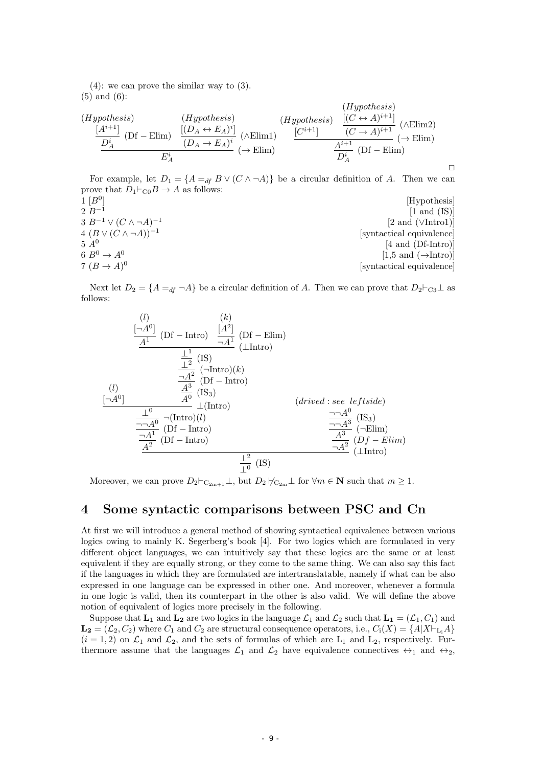(4): we can prove the similar way to (3).

(5) and (6):

$$\dfrac{\dfrac{\overset{(Hypothesis)}{[A^{i+1}]}}{D_A^i}\ (\mathrm{Df-Elim}) \quad \dfrac{\overset{(Hypothesis)}{[(D_A \leftrightarrow E_A)^i]}}{(D_A \to E_A)^i}\ (\wedge\mathrm{Elim1})}{E_A^i}\ (\to \mathrm{Elim}) \qquad \dfrac{\overset{(Hypothesis)}{[C^{i+1}]} \quad \dfrac{\overset{(Hypothesis)}{[(C \leftrightarrow A)^{i+1}]}}{(C \to A)^{i+1}}\ (\wedge\mathrm{Elim2})}{\dfrac{A^{i+1}}{D_A^i}\ (\mathrm{Df-Elim})}\ (\to \mathrm{Elim})$$

□

For example, let $D_1 = \{A =_{df} B \vee (C \wedge \neg A)\}$ be a circular definition of $A$. Then we can prove that $D_1 \vdash_{C0} B \to A$ as follows:

1 $[B^0]$ [Hypothesis]
2 $B^{-1}$ [1 and (IS)]
3 $B^{-1} \vee (C \wedge \neg A)^{-1}$ [2 and ($\vee$Intro1)]
4 $(B \vee (C \wedge \neg A))^{-1}$ [syntactical equivalence]
5 $A^0$ [4 and (Df-Intro)]
6 $B^0 \to A^0$ [1,5 and ($\to$Intro)]
7 $(B \to A)^0$ [syntactical equivalence]

Next let $D_2 = \{A =_{df} \neg A\}$ be a circular definition of $A$. Then we can prove that $D_2 \vdash_{C3} \bot$ as follows:

$$\dfrac{\dfrac{\overset{(l)}{[\neg A^0]} \quad \dfrac{\dfrac{\dfrac{\dfrac{\dfrac{\dfrac{\overset{(l)}{[\neg A^0]}}{A^1}\ (\mathrm{Df-Intro}) \quad \dfrac{\overset{(k)}{[A^2]}}{\neg A^1}\ (\mathrm{Df-Elim})}{\bot^1}\ (\bot\mathrm{Intro})}{\bot^2}\ (\mathrm{IS})}{\neg A^2}\ (\neg\mathrm{Intro})(k)}{A^3}\ (\mathrm{Df-Intro})}{A^0}\ (\mathrm{IS}_3)}{\dfrac{\dfrac{\dfrac{\bot^0}{\neg\neg A^0}\ \neg(\mathrm{Intro})(l)}{\neg A^1}\ (\mathrm{Df-Intro})}{A^2}\ (\mathrm{Df-Intro})}\ \bot(\mathrm{Intro}) \qquad \dfrac{\dfrac{\dfrac{\overset{(drived:\ see\ leftside)}{\neg\neg A^0}}{\neg\neg A^3}\ (\mathrm{IS}_3)}{A^3}\ (\neg\mathrm{Elim})}{\neg A^2}\ (Df-Elim)}{\dfrac{\bot^2}{\bot^0}\ (\mathrm{IS})}\ (\bot\mathrm{Intro})$$

Moreover, we can prove $D_2 \vdash_{C_{2m+1}} \bot$, but $D_2 \nvdash_{C_{2m}} \bot$ for $\forall m \in \mathbf{N}$ such that $m \geq 1$.

## 4 Some syntactic comparisons between PSC and Cn

At first we will introduce a general method of showing syntactical equivalence between various logics owing to mainly K. Segerberg's book [4]. For two logics which are formulated in very different object languages, we can intuitively say that these logics are the same or at least equivalent if they are equally strong, or they come to the same thing. We can also say this fact if the languages in which they are formulated are intertranslatable, namely if what can be also expressed in one language can be expressed in other one. And moreover, whenever a formula in one logic is valid, then its counterpart in the other is also valid. We will define the above notion of equivalent of logics more precisely in the following.

Suppose that $\mathbf{L_1}$ and $\mathbf{L_2}$ are two logics in the language $\mathcal{L}_1$ and $\mathcal{L}_2$ such that $\mathbf{L_1} = (\mathcal{L}_1, C_1)$ and $\mathbf{L_2} = (\mathcal{L}_2, C_2)$ where $C_1$ and $C_2$ are structural consequence operators, i.e., $C_i(X) = \{A | X \vdash_{\mathrm{L_i}} A\}$ $(i = 1, 2)$ on $\mathcal{L}_1$ and $\mathcal{L}_2$, and the sets of formulas of which are $\mathrm{L}_1$ and $\mathrm{L}_2$, respectively. Furthermore assume that the languages $\mathcal{L}_1$ and $\mathcal{L}_2$ have equivalence connectives $\leftrightarrow_1$ and $\leftrightarrow_2$,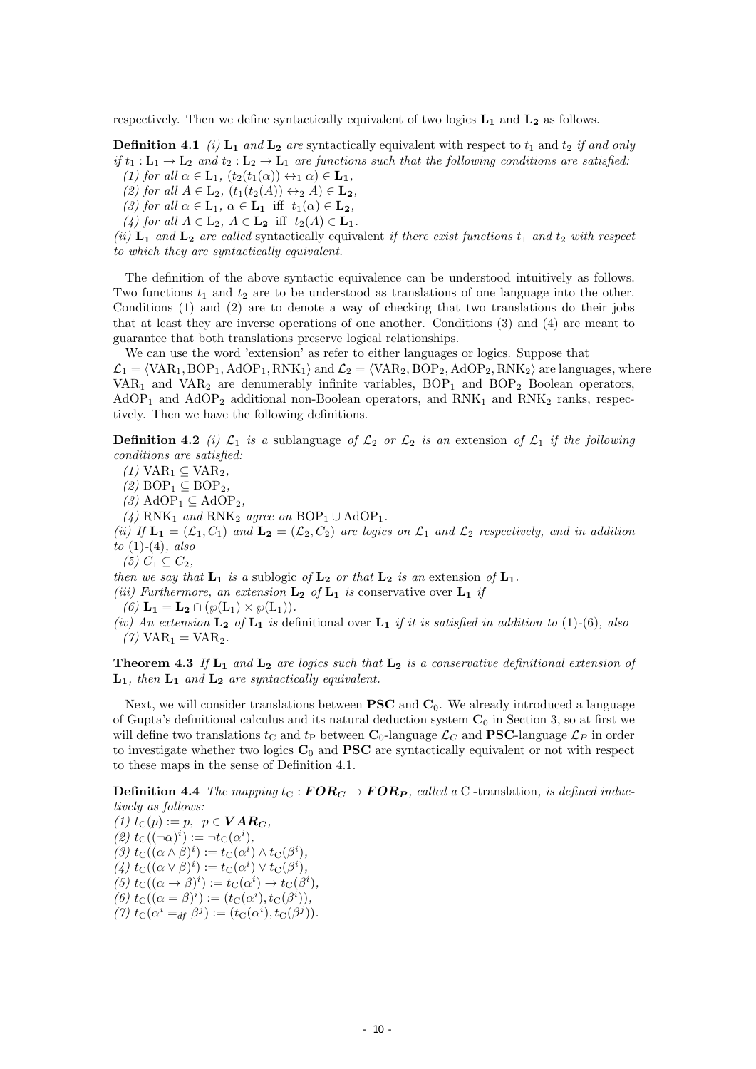respectively. Then we define syntactically equivalent of two logics $\mathbf{L_1}$ and $\mathbf{L_2}$ as follows.

**Definition 4.1** *(i)* $\mathbf{L_1}$ *and* $\mathbf{L_2}$ *are* syntactically equivalent with respect to $t_1$ and $t_2$ *if and only if* $t_1 : \mathrm{L}_1 \to \mathrm{L}_2$ *and* $t_2 : \mathrm{L}_2 \to \mathrm{L}_1$ *are functions such that the following conditions are satisfied:*

*(1) for all* $\alpha \in \mathrm{L}_1$, $(t_2(t_1(\alpha)) \leftrightarrow_1 \alpha) \in \mathbf{L_1}$,

*(2) for all* $A \in \mathrm{L}_2$, $(t_1(t_2(A)) \leftrightarrow_2 A) \in \mathbf{L_2}$,

*(3) for all* $\alpha \in \mathrm{L}_1$, $\alpha \in \mathbf{L_1}$ *iff* $t_1(\alpha) \in \mathbf{L_2}$,

*(4) for all* $A \in \mathrm{L}_2$, $A \in \mathbf{L_2}$ *iff* $t_2(A) \in \mathbf{L_1}$.

*(ii)* $\mathbf{L_1}$ *and* $\mathbf{L_2}$ *are called* syntactically equivalent *if there exist functions* $t_1$ *and* $t_2$ *with respect to which they are syntactically equivalent.*

The definition of the above syntactic equivalence can be understood intuitively as follows. Two functions $t_1$ and $t_2$ are to be understood as translations of one language into the other. Conditions (1) and (2) are to denote a way of checking that two translations do their jobs that at least they are inverse operations of one another. Conditions (3) and (4) are meant to guarantee that both translations preserve logical relationships.

We can use the word 'extension' as refer to either languages or logics. Suppose that $\mathcal{L}_1 = \langle \mathrm{VAR}_1, \mathrm{BOP}_1, \mathrm{AdOP}_1, \mathrm{RNK}_1 \rangle$ and $\mathcal{L}_2 = \langle \mathrm{VAR}_2, \mathrm{BOP}_2, \mathrm{AdOP}_2, \mathrm{RNK}_2 \rangle$ are languages, where $\mathrm{VAR}_1$ and $\mathrm{VAR}_2$ are denumerably infinite variables, $\mathrm{BOP}_1$ and $\mathrm{BOP}_2$ Boolean operators, $\mathrm{AdOP}_1$ and $\mathrm{AdOP}_2$ additional non-Boolean operators, and $\mathrm{RNK}_1$ and $\mathrm{RNK}_2$ ranks, respectively. Then we have the following definitions.

**Definition 4.2** *(i)* $\mathcal{L}_1$ *is a* sublanguage *of* $\mathcal{L}_2$ *or* $\mathcal{L}_2$ *is an* extension *of* $\mathcal{L}_1$ *if the following conditions are satisfied:*

*(1)* $\mathrm{VAR}_1 \subseteq \mathrm{VAR}_2$,

*(2)* $\mathrm{BOP}_1 \subseteq \mathrm{BOP}_2$,

*(3)* $\mathrm{AdOP}_1 \subseteq \mathrm{AdOP}_2$,

*(4)* $\mathrm{RNK}_1$ *and* $\mathrm{RNK}_2$ *agree on* $\mathrm{BOP}_1 \cup \mathrm{AdOP}_1$.

*(ii) If* $\mathbf{L_1} = (\mathcal{L}_1, C_1)$ *and* $\mathbf{L_2} = (\mathcal{L}_2, C_2)$ *are logics on* $\mathcal{L}_1$ *and* $\mathcal{L}_2$ *respectively, and in addition to* (1)-(4)*, also*

*(5)* $C_1 \subseteq C_2$,

*then we say that* $\mathbf{L_1}$ *is a* sublogic *of* $\mathbf{L_2}$ *or that* $\mathbf{L_2}$ *is an* extension *of* $\mathbf{L_1}$.

*(iii) Furthermore, an extension* $\mathbf{L_2}$ *of* $\mathbf{L_1}$ *is* conservative *over* $\mathbf{L_1}$ *if*

*(6)* $\mathbf{L_1} = \mathbf{L_2} \cap (\wp(\mathrm{L}_1) \times \wp(\mathrm{L}_1))$.

*(iv) An extension* $\mathbf{L_2}$ *of* $\mathbf{L_1}$ *is* definitional *over* $\mathbf{L_1}$ *if it is satisfied in addition to* (1)-(6)*, also*

*(7)* $\mathrm{VAR}_1 = \mathrm{VAR}_2$.

**Theorem 4.3** *If* $\mathbf{L_1}$ *and* $\mathbf{L_2}$ *are logics such that* $\mathbf{L_2}$ *is a conservative definitional extension of* $\mathbf{L_1}$*, then* $\mathbf{L_1}$ *and* $\mathbf{L_2}$ *are syntactically equivalent.*

Next, we will consider translations between **PSC** and $\mathbf{C}_0$. We already introduced a language of Gupta's definitional calculus and its natural deduction system $\mathbf{C}_0$ in Section 3, so at first we will define two translations $t_{\mathrm{C}}$ and $t_{\mathrm{P}}$ between $\mathbf{C}_0$-language $\mathcal{L}_C$ and **PSC**-language $\mathcal{L}_P$ in order to investigate whether two logics $\mathbf{C}_0$ and **PSC** are syntactically equivalent or not with respect to these maps in the sense of Definition 4.1.

**Definition 4.4** *The mapping* $t_{\mathrm{C}} : \boldsymbol{FOR_C} \to \boldsymbol{FOR_P}$*, called a* C *-translation, is defined inductively as follows:*

*(1)* $t_{\mathrm{C}}(p) := p, \;\; p \in \boldsymbol{VAR_C}$,

*(2)* $t_{\mathrm{C}}((\neg\alpha)^i) := \neg t_{\mathrm{C}}(\alpha^i)$,

*(3)* $t_{\mathrm{C}}((\alpha \wedge \beta)^i) := t_{\mathrm{C}}(\alpha^i) \wedge t_{\mathrm{C}}(\beta^i)$,

*(4)* $t_{\mathrm{C}}((\alpha \vee \beta)^i) := t_{\mathrm{C}}(\alpha^i) \vee t_{\mathrm{C}}(\beta^i)$,

*(5)* $t_{\mathrm{C}}((\alpha \to \beta)^i) := t_{\mathrm{C}}(\alpha^i) \to t_{\mathrm{C}}(\beta^i)$,

*(6)* $t_{\mathrm{C}}((\alpha = \beta)^i) := (t_{\mathrm{C}}(\alpha^i), t_{\mathrm{C}}(\beta^i))$,

*(7)* $t_{\mathrm{C}}(\alpha^i =_{df} \beta^j) := (t_{\mathrm{C}}(\alpha^i), t_{\mathrm{C}}(\beta^j))$.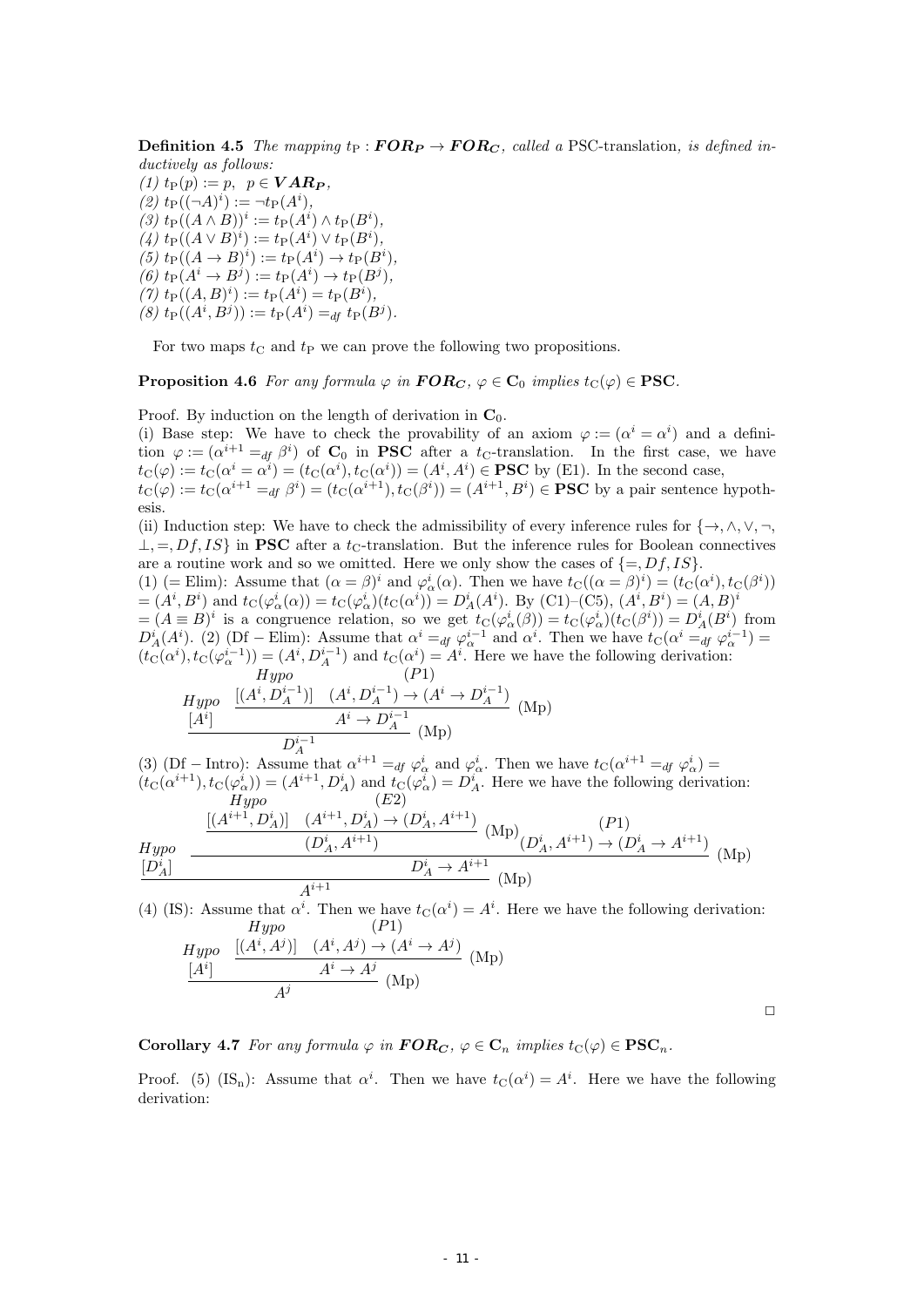**Definition 4.5** *The mapping $t_{\mathrm{P}} : \boldsymbol{FOR_P} \to \boldsymbol{FOR_C}$, called a* PSC-translation, *is defined inductively as follows:*
*(1)* $t_{\mathrm{P}}(p) := p, \;\; p \in \boldsymbol{VAR_P}$,
*(2)* $t_{\mathrm{P}}((\neg A)^i) := \neg t_{\mathrm{P}}(A^i)$,
*(3)* $t_{\mathrm{P}}((A \wedge B))^i := t_{\mathrm{P}}(A^i) \wedge t_{\mathrm{P}}(B^i)$,
*(4)* $t_{\mathrm{P}}((A \vee B))^i := t_{\mathrm{P}}(A^i) \vee t_{\mathrm{P}}(B^i)$,
*(5)* $t_{\mathrm{P}}((A \to B)^i) := t_{\mathrm{P}}(A^i) \to t_{\mathrm{P}}(B^i)$,
*(6)* $t_{\mathrm{P}}(A^i \to B^j) := t_{\mathrm{P}}(A^i) \to t_{\mathrm{P}}(B^j)$,
*(7)* $t_{\mathrm{P}}((A, B)^i) := t_{\mathrm{P}}(A^i) = t_{\mathrm{P}}(B^i)$,
*(8)* $t_{\mathrm{P}}((A^i, B^j)) := t_{\mathrm{P}}(A^i) =_{df} t_{\mathrm{P}}(B^j)$.

For two maps $t_{\mathrm{C}}$ and $t_{\mathrm{P}}$ we can prove the following two propositions.

**Proposition 4.6** *For any formula $\varphi$ in $\boldsymbol{FOR_C}$, $\varphi \in \mathbf{C}_0$ implies $t_{\mathrm{C}}(\varphi) \in \mathbf{PSC}$.*

Proof. By induction on the length of derivation in $\mathbf{C}_0$.
(i) Base step: We have to check the provability of an axiom $\varphi := (\alpha^i = \alpha^i)$ and a definition $\varphi := (\alpha^{i+1} =_{df} \beta^i)$ of $\mathbf{C}_0$ in $\mathbf{PSC}$ after a $t_{\mathrm{C}}$-translation. In the first case, we have $t_{\mathrm{C}}(\varphi) := t_{\mathrm{C}}(\alpha^i = \alpha^i) = (t_{\mathrm{C}}(\alpha^i), t_{\mathrm{C}}(\alpha^i)) = (A^i, A^i) \in \mathbf{PSC}$ by (E1). In the second case, $t_{\mathrm{C}}(\varphi) := t_{\mathrm{C}}(\alpha^{i+1} =_{df} \beta^i) = (t_{\mathrm{C}}(\alpha^{i+1}), t_{\mathrm{C}}(\beta^i)) = (A^{i+1}, B^i) \in \mathbf{PSC}$ by a pair sentence hypothesis.
(ii) Induction step: We have to check the admissibility of every inference rules for $\{\to, \wedge, \vee, \neg, \bot, =, Df, IS\}$ in $\mathbf{PSC}$ after a $t_{\mathrm{C}}$-translation. But the inference rules for Boolean connectives are a routine work and so we omitted. Here we only show the cases of $\{=, Df, IS\}$.
(1) (= Elim): Assume that $(\alpha = \beta)^i$ and $\varphi^i_\alpha(\alpha)$. Then we have $t_{\mathrm{C}}((\alpha = \beta)^i) = (t_{\mathrm{C}}(\alpha^i), t_{\mathrm{C}}(\beta^i)) = (A^i, B^i)$ and $t_{\mathrm{C}}(\varphi^i_\alpha(\alpha)) = t_{\mathrm{C}}(\varphi^i_\alpha)(t_{\mathrm{C}}(\alpha^i)) = D^i_A(A^i)$. By (C1)–(C5), $(A^i, B^i) = (A, B)^i = (A \equiv B)^i$ is a congruence relation, so we get $t_{\mathrm{C}}(\varphi^i_\alpha(\beta)) = t_{\mathrm{C}}(\varphi^i_\alpha)(t_{\mathrm{C}}(\beta^i)) = D^i_A(B^i)$ from $D^i_A(A^i)$. (2) (Df − Elim): Assume that $\alpha^i =_{df} \varphi^{i-1}_\alpha$ and $\alpha^i$. Then we have $t_{\mathrm{C}}(\alpha^i =_{df} \varphi^{i-1}_\alpha) = (t_{\mathrm{C}}(\alpha^i), t_{\mathrm{C}}(\varphi^{i-1}_\alpha)) = (A^i, D^{i-1}_A)$ and $t_{\mathrm{C}}(\alpha^i) = A^i$. Here we have the following derivation:

$$\dfrac{\overset{Hypo}{[A^i]} \qquad \dfrac{\overset{Hypo}{[(A^i, D^{i-1}_A)]} \qquad \overset{(P1)}{(A^i, D^{i-1}_A) \to (A^i \to D^{i-1}_A)}}{A^i \to D^{i-1}_A}\ (\mathrm{Mp})}{D^{i-1}_A}\ (\mathrm{Mp})$$

(3) (Df − Intro): Assume that $\alpha^{i+1} =_{df} \varphi^i_\alpha$ and $\varphi^i_\alpha$. Then we have $t_{\mathrm{C}}(\alpha^{i+1} =_{df} \varphi^i_\alpha) = (t_{\mathrm{C}}(\alpha^{i+1}), t_{\mathrm{C}}(\varphi^i_\alpha)) = (A^{i+1}, D^i_A)$ and $t_{\mathrm{C}}(\varphi^i_\alpha) = D^i_A$. Here we have the following derivation:

$$\dfrac{\overset{Hypo}{[D^i_A]} \qquad \dfrac{\dfrac{\overset{Hypo}{[(A^{i+1}, D^i_A)]} \qquad \overset{(E2)}{(A^{i+1}, D^i_A) \to (D^i_A, A^{i+1})}}{(D^i_A, A^{i+1})}\ (\mathrm{Mp}) \qquad \overset{(P1)}{(D^i_A, A^{i+1}) \to (D^i_A \to A^{i+1})}}{D^i_A \to A^{i+1}}\ (\mathrm{Mp})}{A^{i+1}}\ (\mathrm{Mp})$$

(4) (IS): Assume that $\alpha^i$. Then we have $t_{\mathrm{C}}(\alpha^i) = A^i$. Here we have the following derivation:

$$\dfrac{\overset{Hypo}{[A^i]} \qquad \dfrac{\overset{Hypo}{[(A^i, A^j)]} \qquad \overset{(P1)}{(A^i, A^j) \to (A^i \to A^j)}}{A^i \to A^j}\ (\mathrm{Mp})}{A^j}\ (\mathrm{Mp})$$

□

**Corollary 4.7** *For any formula $\varphi$ in $\boldsymbol{FOR_C}$, $\varphi \in \mathbf{C}_n$ implies $t_{\mathrm{C}}(\varphi) \in \mathbf{PSC}_n$.*

Proof. (5) ($\mathrm{IS_n}$): Assume that $\alpha^i$. Then we have $t_{\mathrm{C}}(\alpha^i) = A^i$. Here we have the following derivation: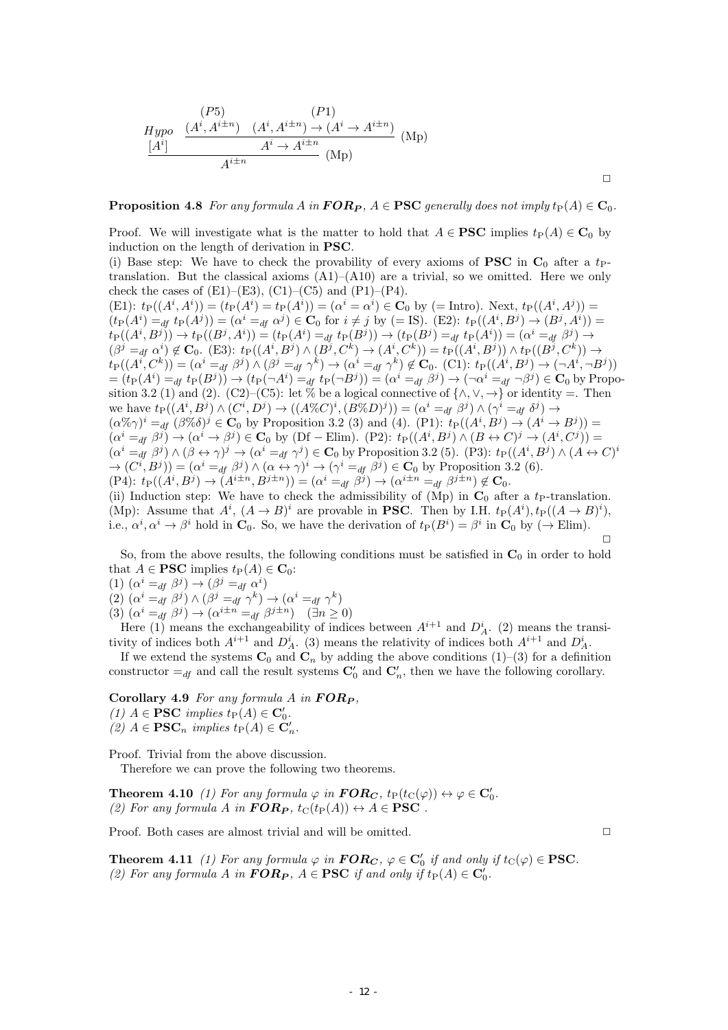$$
\dfrac{\begin{array}{c}Hypo\\ [A^i]\end{array} \quad \dfrac{\begin{array}{c}(P5)\\ (A^i, A^{i\pm n})\end{array} \quad \begin{array}{c}(P1)\\ (A^i, A^{i\pm n}) \to (A^i \to A^{i\pm n})\end{array}}{A^i \to A^{i\pm n}}\ (\mathrm{Mp})}{A^{i\pm n}}\ (\mathrm{Mp})
$$

□

**Proposition 4.8** *For any formula $A$ in $\boldsymbol{FOR_P}$, $A \in \mathbf{PSC}$ generally does not imply $t_{\mathrm{P}}(A) \in \mathbf{C}_0$.*

Proof. We will investigate what is the matter to hold that $A \in \mathbf{PSC}$ implies $t_{\mathrm{P}}(A) \in \mathbf{C}_0$ by induction on the length of derivation in **PSC**.

(i) Base step: We have to check the provability of every axioms of **PSC** in $\mathbf{C}_0$ after a $t_{\mathrm{P}}$-translation. But the classical axioms (A1)–(A10) are a trivial, so we omitted. Here we only check the cases of (E1)–(E3), (C1)–(C5) and (P1)–(P4).

(E1): $t_{\mathrm{P}}((A^i, A^i)) = (t_{\mathrm{P}}(A^i) = t_{\mathrm{P}}(A^i)) = (\alpha^i = \alpha^i) \in \mathbf{C}_0$ by (= Intro). Next, $t_{\mathrm{P}}((A^i, A^j)) = (t_{\mathrm{P}}(A^i) =_{df} t_{\mathrm{P}}(A^j)) = (\alpha^i =_{df} \alpha^j) \in \mathbf{C}_0$ for $i \neq j$ by (= IS). (E2): $t_{\mathrm{P}}((A^i, B^j) \to (B^j, A^i)) = t_{\mathrm{P}}((A^i, B^j)) \to t_{\mathrm{P}}((B^j, A^i)) = (t_{\mathrm{P}}(A^i) =_{df} t_{\mathrm{P}}(B^j)) \to (t_{\mathrm{P}}(B^j) =_{df} t_{\mathrm{P}}(A^i)) = (\alpha^i =_{df} \beta^j) \to (\beta^j =_{df} \alpha^i) \notin \mathbf{C}_0$. (E3): $t_{\mathrm{P}}((A^i, B^j) \wedge (B^j, C^k) \to (A^i, C^k)) = t_{\mathrm{P}}((A^i, B^j)) \wedge t_{\mathrm{P}}((B^j, C^k)) \to t_{\mathrm{P}}((A^i, C^k)) = (\alpha^i =_{df} \beta^j) \wedge (\beta^j =_{df} \gamma^k) \to (\alpha^i =_{df} \gamma^k) \notin \mathbf{C}_0$. (C1): $t_{\mathrm{P}}((A^i, B^j) \to (\neg A^i, \neg B^j)) = (t_{\mathrm{P}}(A^i) =_{df} t_{\mathrm{P}}(B^j)) \to (t_{\mathrm{P}}(\neg A^i) =_{df} t_{\mathrm{P}}(\neg B^j)) = (\alpha^i =_{df} \beta^j) \to (\neg\alpha^i =_{df} \neg\beta^j) \in \mathbf{C}_0$ by Proposition 3.2 (1) and (2). (C2)–(C5): let % be a logical connective of $\{\wedge, \vee, \to\}$ or identity =. Then we have $t_{\mathrm{P}}((A^i, B^j) \wedge (C^i, D^j) \to ((A\%C)^i, (B\%D)^j)) = (\alpha^i =_{df} \beta^j) \wedge (\gamma^i =_{df} \delta^j) \to (\alpha\%\gamma)^i =_{df} (\beta\%\delta)^j \in \mathbf{C}_0$ by Proposition 3.2 (3) and (4). (P1): $t_{\mathrm{P}}((A^i, B^j) \to (A^i \to B^j)) = (\alpha^i =_{df} \beta^j) \to (\alpha^i \to \beta^j) \in \mathbf{C}_0$ by (Df − Elim). (P2): $t_{\mathrm{P}}((A^i, B^j) \wedge (B \leftrightarrow C)^j \to (A^i, C^j)) = (\alpha^i =_{df} \beta^j) \wedge (\beta \leftrightarrow \gamma)^j \to (\alpha^i =_{df} \gamma^j) \in \mathbf{C}_0$ by Proposition 3.2 (5). (P3): $t_{\mathrm{P}}((A^i, B^j) \wedge (A \leftrightarrow C)^i \to (C^i, B^j)) = (\alpha^i =_{df} \beta^j) \wedge (\alpha \leftrightarrow \gamma)^i \to (\gamma^i =_{df} \beta^j) \in \mathbf{C}_0$ by Proposition 3.2 (6).
(P4): $t_{\mathrm{P}}((A^i, B^j) \to (A^{i\pm n}, B^{j\pm n})) = (\alpha^i =_{df} \beta^j) \to (\alpha^{i\pm n} =_{df} \beta^{j\pm n}) \notin \mathbf{C}_0$.

(ii) Induction step: We have to check the admissibility of (Mp) in $\mathbf{C}_0$ after a $t_{\mathrm{P}}$-translation. (Mp): Assume that $A^i$, $(A \to B)^i$ are provable in **PSC**. Then by I.H. $t_{\mathrm{P}}(A^i), t_{\mathrm{P}}((A \to B)^i)$, i.e., $\alpha^i, \alpha^i \to \beta^i$ hold in $\mathbf{C}_0$. So, we have the derivation of $t_{\mathrm{P}}(B^i) = \beta^i$ in $\mathbf{C}_0$ by ($\to$ Elim). □

So, from the above results, the following conditions must be satisfied in $\mathbf{C}_0$ in order to hold that $A \in \mathbf{PSC}$ implies $t_{\mathrm{P}}(A) \in \mathbf{C}_0$:

(1) $(\alpha^i =_{df} \beta^j) \to (\beta^j =_{df} \alpha^i)$
(2) $(\alpha^i =_{df} \beta^j) \wedge (\beta^j =_{df} \gamma^k) \to (\alpha^i =_{df} \gamma^k)$
(3) $(\alpha^i =_{df} \beta^j) \to (\alpha^{i\pm n} =_{df} \beta^{j\pm n}) \quad (\exists n \geq 0)$

Here (1) means the exchangeability of indices between $A^{i+1}$ and $D^i_A$. (2) means the transitivity of indices both $A^{i+1}$ and $D^i_A$. (3) means the relativity of indices both $A^{i+1}$ and $D^i_A$.

If we extend the systems $\mathbf{C}_0$ and $\mathbf{C}_n$ by adding the above conditions (1)–(3) for a definition constructor $=_{df}$ and call the result systems $\mathbf{C}'_0$ and $\mathbf{C}'_n$, then we have the following corollary.

**Corollary 4.9** *For any formula $A$ in $\boldsymbol{FOR_P}$,*
*(1) $A \in \mathbf{PSC}$ implies $t_{\mathrm{P}}(A) \in \mathbf{C}'_0$.*
*(2) $A \in \mathbf{PSC}_n$ implies $t_{\mathrm{P}}(A) \in \mathbf{C}'_n$.*

Proof. Trivial from the above discussion.

Therefore we can prove the following two theorems.

**Theorem 4.10** *(1) For any formula $\varphi$ in $\boldsymbol{FOR_C}$, $t_{\mathrm{P}}(t_{\mathrm{C}}(\varphi)) \leftrightarrow \varphi \in \mathbf{C}'_0$.*
*(2) For any formula $A$ in $\boldsymbol{FOR_P}$, $t_{\mathrm{C}}(t_{\mathrm{P}}(A)) \leftrightarrow A \in \mathbf{PSC}$ .*

Proof. Both cases are almost trivial and will be omitted. □

**Theorem 4.11** *(1) For any formula $\varphi$ in $\boldsymbol{FOR_C}$, $\varphi \in \mathbf{C}'_0$ if and only if $t_{\mathrm{C}}(\varphi) \in \mathbf{PSC}$.*
*(2) For any formula $A$ in $\boldsymbol{FOR_P}$, $A \in \mathbf{PSC}$ if and only if $t_{\mathrm{P}}(A) \in \mathbf{C}'_0$.*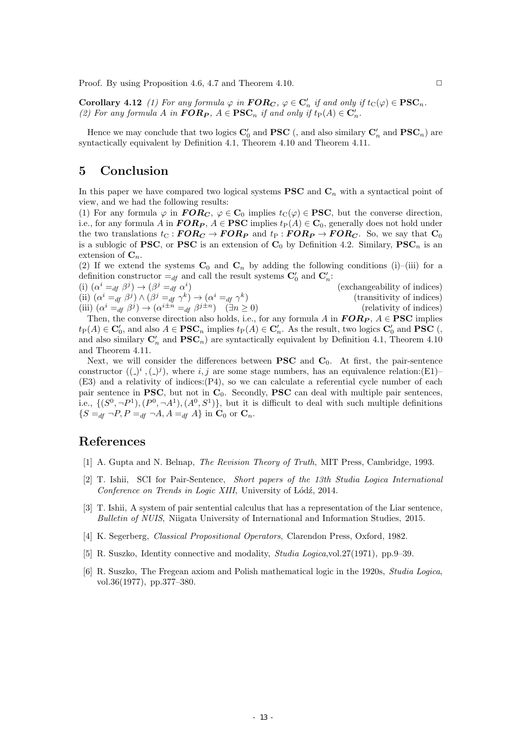Proof. By using Proposition 4.6, 4.7 and Theorem 4.10. □

**Corollary 4.12** *(1) For any formula $\varphi$ in $\boldsymbol{FOR_C}$, $\varphi \in \mathbf{C}'_n$ if and only if $t_{\mathrm{C}}(\varphi) \in \mathbf{PSC}_n$.*
*(2) For any formula $A$ in $\boldsymbol{FOR_P}$, $A \in \mathbf{PSC}_n$ if and only if $t_{\mathrm{P}}(A) \in \mathbf{C}'_n$.*

Hence we may conclude that two logics $\mathbf{C}'_0$ and $\mathbf{PSC}$ (, and also similary $\mathbf{C}'_n$ and $\mathbf{PSC}_n$) are syntactically equivalent by Definition 4.1, Theorem 4.10 and Theorem 4.11.

# 5 Conclusion

In this paper we have compared two logical systems $\mathbf{PSC}$ and $\mathbf{C}_n$ with a syntactical point of view, and we had the following results:
(1) For any formula $\varphi$ in $\boldsymbol{FOR_C}$, $\varphi \in \mathbf{C}_0$ implies $t_{\mathrm{C}}(\varphi) \in \mathbf{PSC}$, but the converse direction, i.e., for any formula $A$ in $\boldsymbol{FOR_P}$, $A \in \mathbf{PSC}$ implies $t_{\mathrm{P}}(A) \in \mathbf{C}_0$, generally does not hold under the two translations $t_{\mathrm{C}} : \boldsymbol{FOR_C} \to \boldsymbol{FOR_P}$ and $t_{\mathrm{P}} : \boldsymbol{FOR_P} \to \boldsymbol{FOR_C}$. So, we say that $\mathbf{C}_0$ is a sublogic of $\mathbf{PSC}$, or $\mathbf{PSC}$ is an extension of $\mathbf{C}_0$ by Definition 4.2. Similary, $\mathbf{PSC}_n$ is an extension of $\mathbf{C}_n$.
(2) If we extend the systems $\mathbf{C}_0$ and $\mathbf{C}_n$ by adding the following conditions (i)–(iii) for a definition constructor $=_{df}$ and call the result systems $\mathbf{C}'_0$ and $\mathbf{C}'_n$:
(i) $(\alpha^i =_{df} \beta^j) \to (\beta^j =_{df} \alpha^i)$ (exchangeability of indices)
(ii) $(\alpha^i =_{df} \beta^j) \wedge (\beta^j =_{df} \gamma^k) \to (\alpha^i =_{df} \gamma^k)$ (transitivity of indices)
(iii) $(\alpha^i =_{df} \beta^j) \to (\alpha^{i \pm n} =_{df} \beta^{j \pm n}) \quad (\exists n \geq 0)$ (relativity of indices)
Then, the converse direction also holds, i.e., for any formula $A$ in $\boldsymbol{FOR_P}$, $A \in \mathbf{PSC}$ implies $t_{\mathrm{P}}(A) \in \mathbf{C}'_0$, and also $A \in \mathbf{PSC}_n$ implies $t_{\mathrm{P}}(A) \in \mathbf{C}'_n$. As the result, two logics $\mathbf{C}'_0$ and $\mathbf{PSC}$ (, and also similary $\mathbf{C}'_n$ and $\mathbf{PSC}_n$) are syntactically equivalent by Definition 4.1, Theorem 4.10 and Theorem 4.11.

Next, we will consider the differences between $\mathbf{PSC}$ and $\mathbf{C}_0$. At first, the pair-sentence constructor $((\_)^i, (\_)^j)$, where $i, j$ are some stage numbers, has an equivalence relation:(E1)–(E3) and a relativity of indices:(P4), so we can calculate a referential cycle number of each pair sentence in $\mathbf{PSC}$, but not in $\mathbf{C}_0$. Secondly, $\mathbf{PSC}$ can deal with multiple pair sentences, i.e., $\{(S^0, \neg P^1), (P^0, \neg A^1), (A^0, S^1)\}$, but it is difficult to deal with such multiple definitions $\{S =_{df} \neg P, P =_{df} \neg A, A =_{df} A\}$ in $\mathbf{C}_0$ or $\mathbf{C}_n$.

# References

[1] A. Gupta and N. Belnap, *The Revision Theory of Truth*, MIT Press, Cambridge, 1993.

[2] T. Ishii, SCI for Pair-Sentence, *Short papers of the 13th Studia Logica International Conference on Trends in Logic XIII*, University of Łódź, 2014.

[3] T. Ishii, A system of pair sentential calculus that has a representation of the Liar sentence, *Bulletin of NUIS*, Niigata University of International and Information Studies, 2015.

[4] K. Segerberg, *Classical Propositional Operators*, Clarendon Press, Oxford, 1982.

[5] R. Suszko, Identity connective and modality, *Studia Logica*,vol.27(1971), pp.9–39.

[6] R. Suszko, The Fregean axiom and Polish mathematical logic in the 1920s, *Studia Logica*, vol.36(1977), pp.377–380.